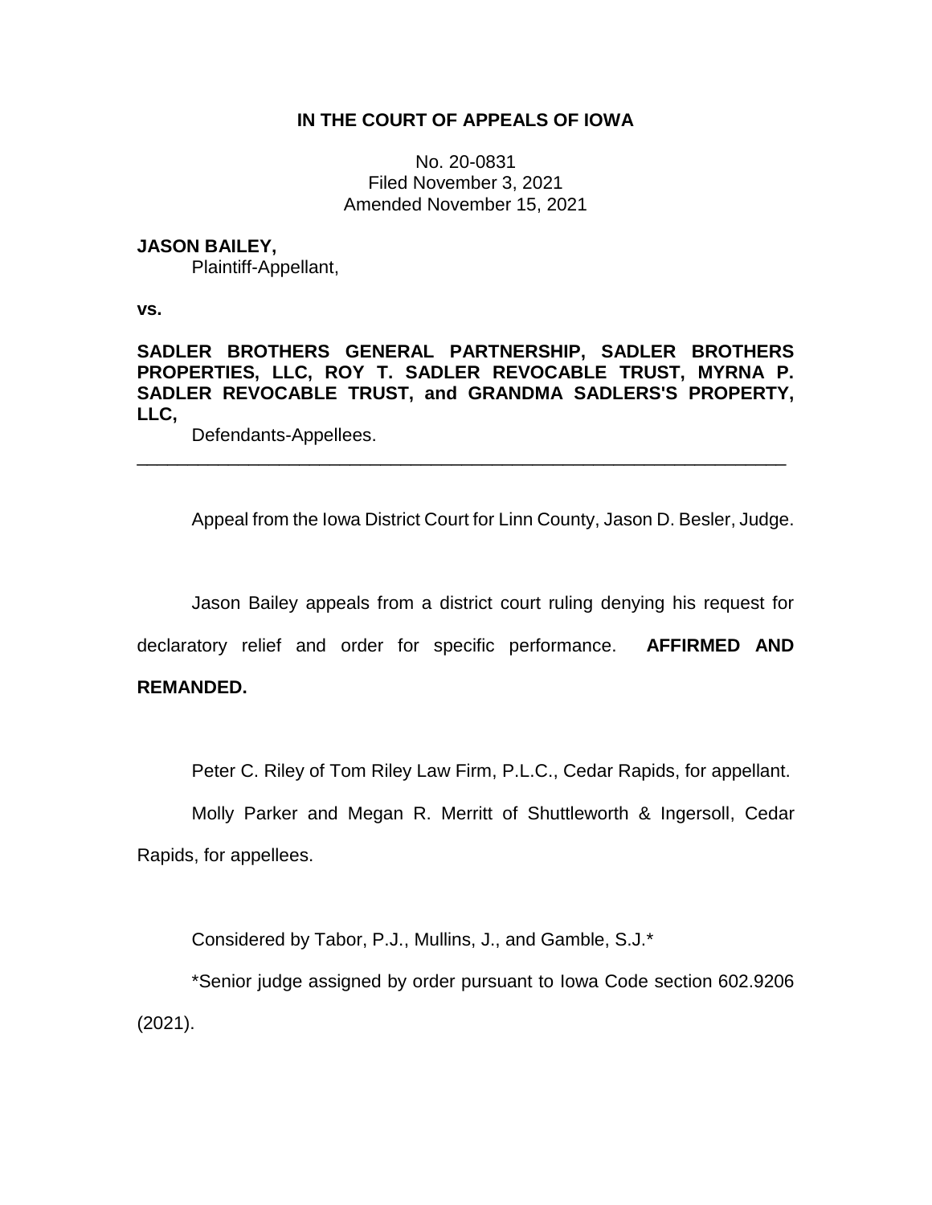**IN THE COURT OF APPEALS OF IOWA**

No. 20-0831
Filed November 3, 2021
Amended November 15, 2021

**JASON BAILEY,**
Plaintiff-Appellant,

**vs.**

**SADLER BROTHERS GENERAL PARTNERSHIP, SADLER BROTHERS PROPERTIES, LLC, ROY T. SADLER REVOCABLE TRUST, MYRNA P. SADLER REVOCABLE TRUST, and GRANDMA SADLERS'S PROPERTY, LLC,**
Defendants-Appellees.

---

Appeal from the Iowa District Court for Linn County, Jason D. Besler, Judge.

Jason Bailey appeals from a district court ruling denying his request for declaratory relief and order for specific performance. **AFFIRMED AND REMANDED.**

Peter C. Riley of Tom Riley Law Firm, P.L.C., Cedar Rapids, for appellant.

Molly Parker and Megan R. Merritt of Shuttleworth & Ingersoll, Cedar Rapids, for appellees.

Considered by Tabor, P.J., Mullins, J., and Gamble, S.J.*

*Senior judge assigned by order pursuant to Iowa Code section 602.9206 (2021).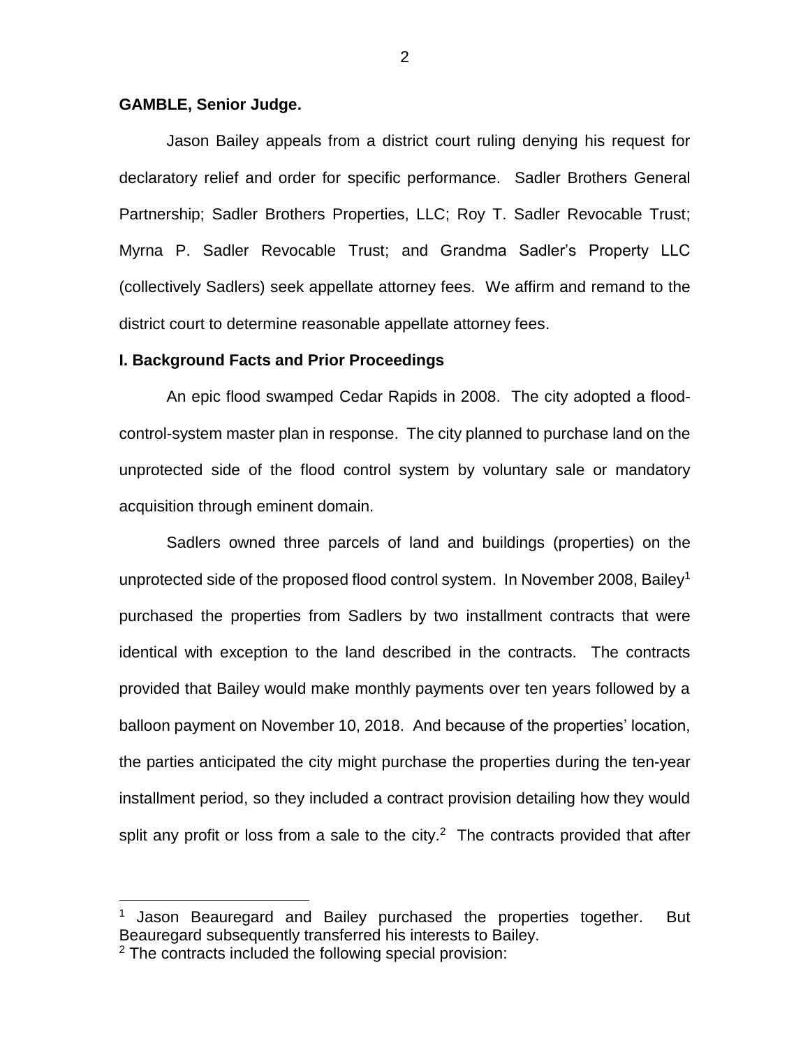**GAMBLE, Senior Judge.**

Jason Bailey appeals from a district court ruling denying his request for declaratory relief and order for specific performance. Sadler Brothers General Partnership; Sadler Brothers Properties, LLC; Roy T. Sadler Revocable Trust; Myrna P. Sadler Revocable Trust; and Grandma Sadler's Property LLC (collectively Sadlers) seek appellate attorney fees. We affirm and remand to the district court to determine reasonable appellate attorney fees.

## I. Background Facts and Prior Proceedings

An epic flood swamped Cedar Rapids in 2008. The city adopted a flood-control-system master plan in response. The city planned to purchase land on the unprotected side of the flood control system by voluntary sale or mandatory acquisition through eminent domain.

Sadlers owned three parcels of land and buildings (properties) on the unprotected side of the proposed flood control system. In November 2008, Bailey[1] purchased the properties from Sadlers by two installment contracts that were identical with exception to the land described in the contracts. The contracts provided that Bailey would make monthly payments over ten years followed by a balloon payment on November 10, 2018. And because of the properties' location, the parties anticipated the city might purchase the properties during the ten-year installment period, so they included a contract provision detailing how they would split any profit or loss from a sale to the city.[2] The contracts provided that after

[1] Jason Beauregard and Bailey purchased the properties together. But Beauregard subsequently transferred his interests to Bailey.

[2] The contracts included the following special provision: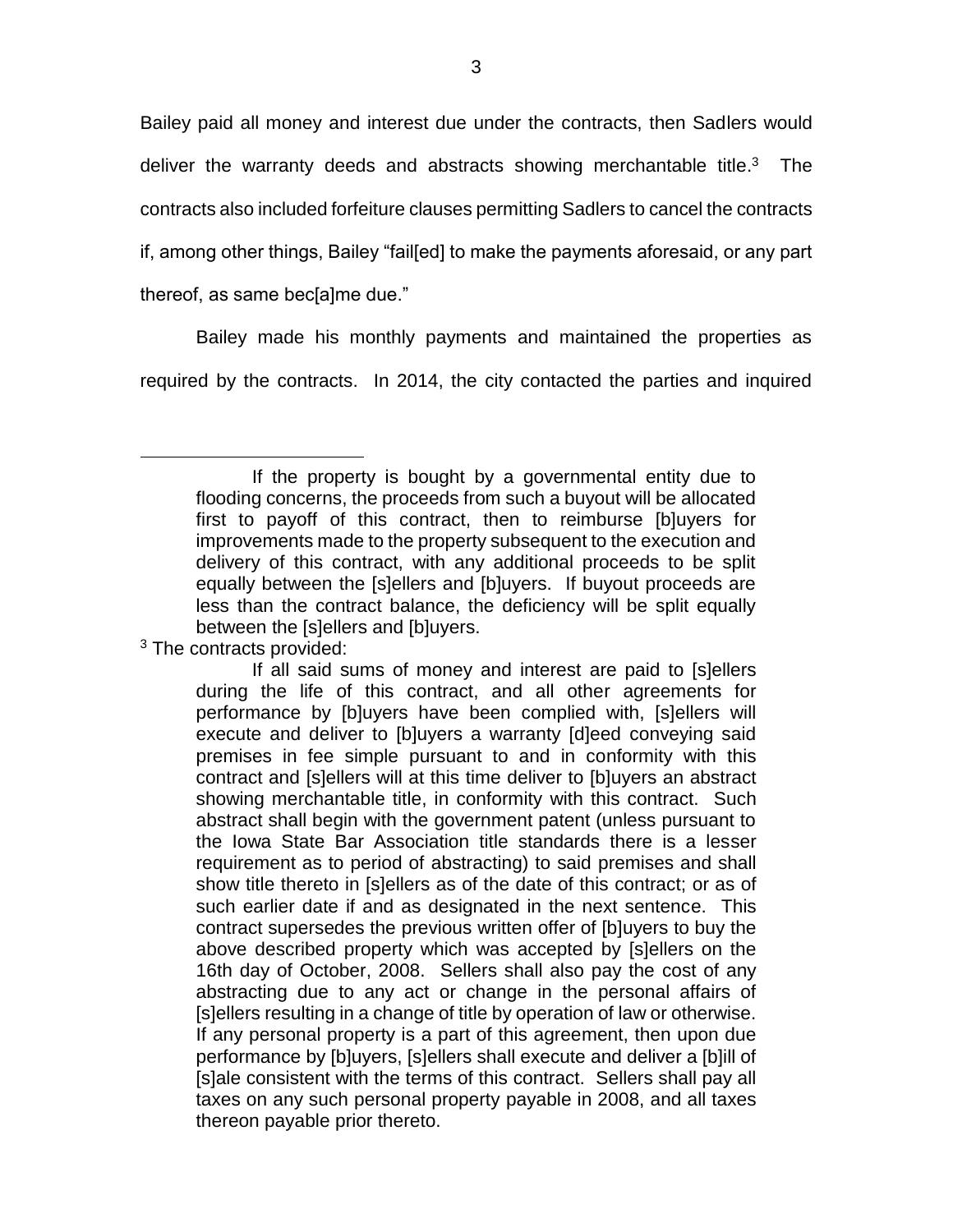Bailey paid all money and interest due under the contracts, then Sadlers would deliver the warranty deeds and abstracts showing merchantable title.[3] The contracts also included forfeiture clauses permitting Sadlers to cancel the contracts if, among other things, Bailey "fail[ed] to make the payments aforesaid, or any part thereof, as same bec[a]me due."

Bailey made his monthly payments and maintained the properties as required by the contracts. In 2014, the city contacted the parties and inquired

---

> If the property is bought by a governmental entity due to flooding concerns, the proceeds from such a buyout will be allocated first to payoff of this contract, then to reimburse [b]uyers for improvements made to the property subsequent to the execution and delivery of this contract, with any additional proceeds to be split equally between the [s]ellers and [b]uyers. If buyout proceeds are less than the contract balance, the deficiency will be split equally between the [s]ellers and [b]uyers.

[3] The contracts provided:

> If all said sums of money and interest are paid to [s]ellers during the life of this contract, and all other agreements for performance by [b]uyers have been complied with, [s]ellers will execute and deliver to [b]uyers a warranty [d]eed conveying said premises in fee simple pursuant to and in conformity with this contract and [s]ellers will at this time deliver to [b]uyers an abstract showing merchantable title, in conformity with this contract. Such abstract shall begin with the government patent (unless pursuant to the Iowa State Bar Association title standards there is a lesser requirement as to period of abstracting) to said premises and shall show title thereto in [s]ellers as of the date of this contract; or as of such earlier date if and as designated in the next sentence. This contract supersedes the previous written offer of [b]uyers to buy the above described property which was accepted by [s]ellers on the 16th day of October, 2008. Sellers shall also pay the cost of any abstracting due to any act or change in the personal affairs of [s]ellers resulting in a change of title by operation of law or otherwise. If any personal property is a part of this agreement, then upon due performance by [b]uyers, [s]ellers shall execute and deliver a [b]ill of [s]ale consistent with the terms of this contract. Sellers shall pay all taxes on any such personal property payable in 2008, and all taxes thereon payable prior thereto.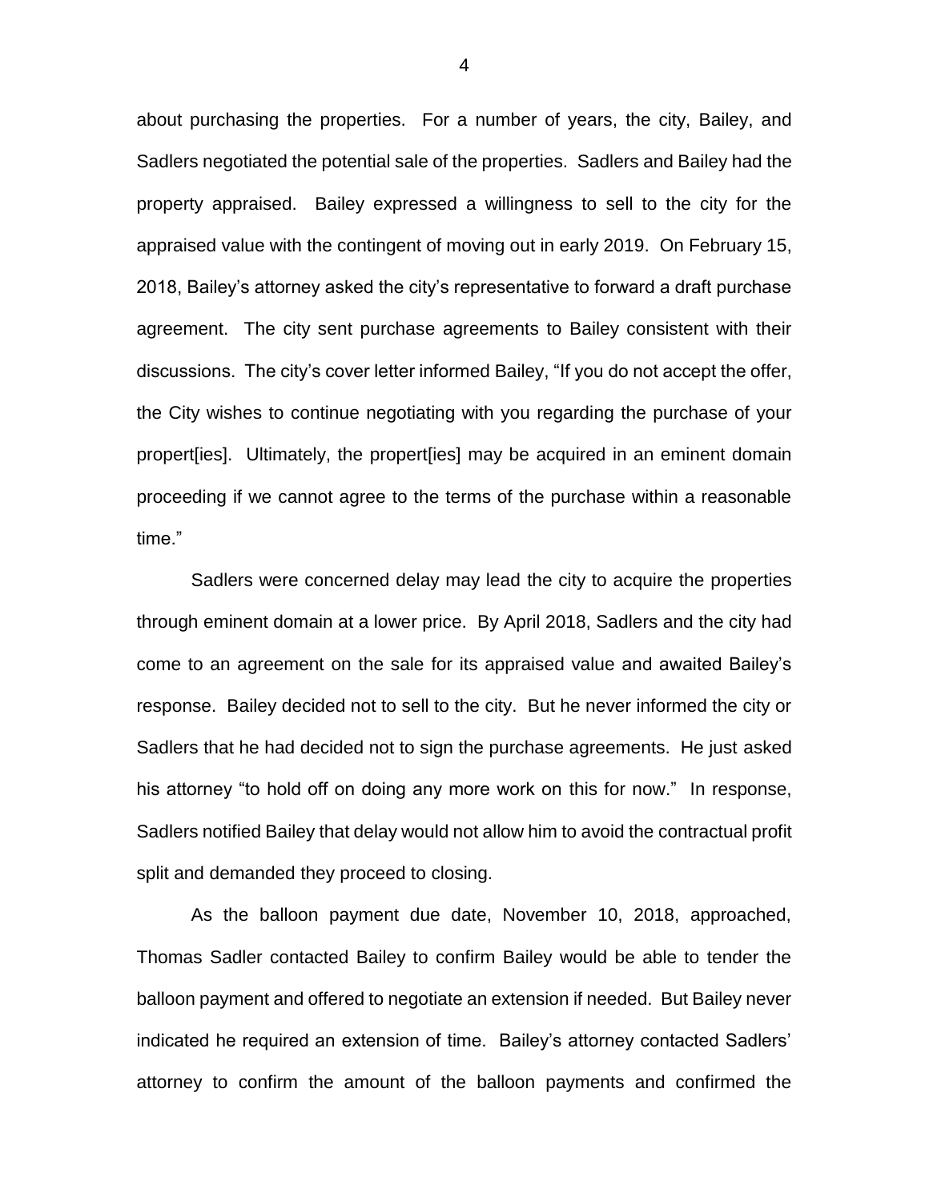about purchasing the properties. For a number of years, the city, Bailey, and Sadlers negotiated the potential sale of the properties. Sadlers and Bailey had the property appraised. Bailey expressed a willingness to sell to the city for the appraised value with the contingent of moving out in early 2019. On February 15, 2018, Bailey's attorney asked the city's representative to forward a draft purchase agreement. The city sent purchase agreements to Bailey consistent with their discussions. The city's cover letter informed Bailey, "If you do not accept the offer, the City wishes to continue negotiating with you regarding the purchase of your propert[ies]. Ultimately, the propert[ies] may be acquired in an eminent domain proceeding if we cannot agree to the terms of the purchase within a reasonable time."

Sadlers were concerned delay may lead the city to acquire the properties through eminent domain at a lower price. By April 2018, Sadlers and the city had come to an agreement on the sale for its appraised value and awaited Bailey's response. Bailey decided not to sell to the city. But he never informed the city or Sadlers that he had decided not to sign the purchase agreements. He just asked his attorney "to hold off on doing any more work on this for now." In response, Sadlers notified Bailey that delay would not allow him to avoid the contractual profit split and demanded they proceed to closing.

As the balloon payment due date, November 10, 2018, approached, Thomas Sadler contacted Bailey to confirm Bailey would be able to tender the balloon payment and offered to negotiate an extension if needed. But Bailey never indicated he required an extension of time. Bailey's attorney contacted Sadlers' attorney to confirm the amount of the balloon payments and confirmed the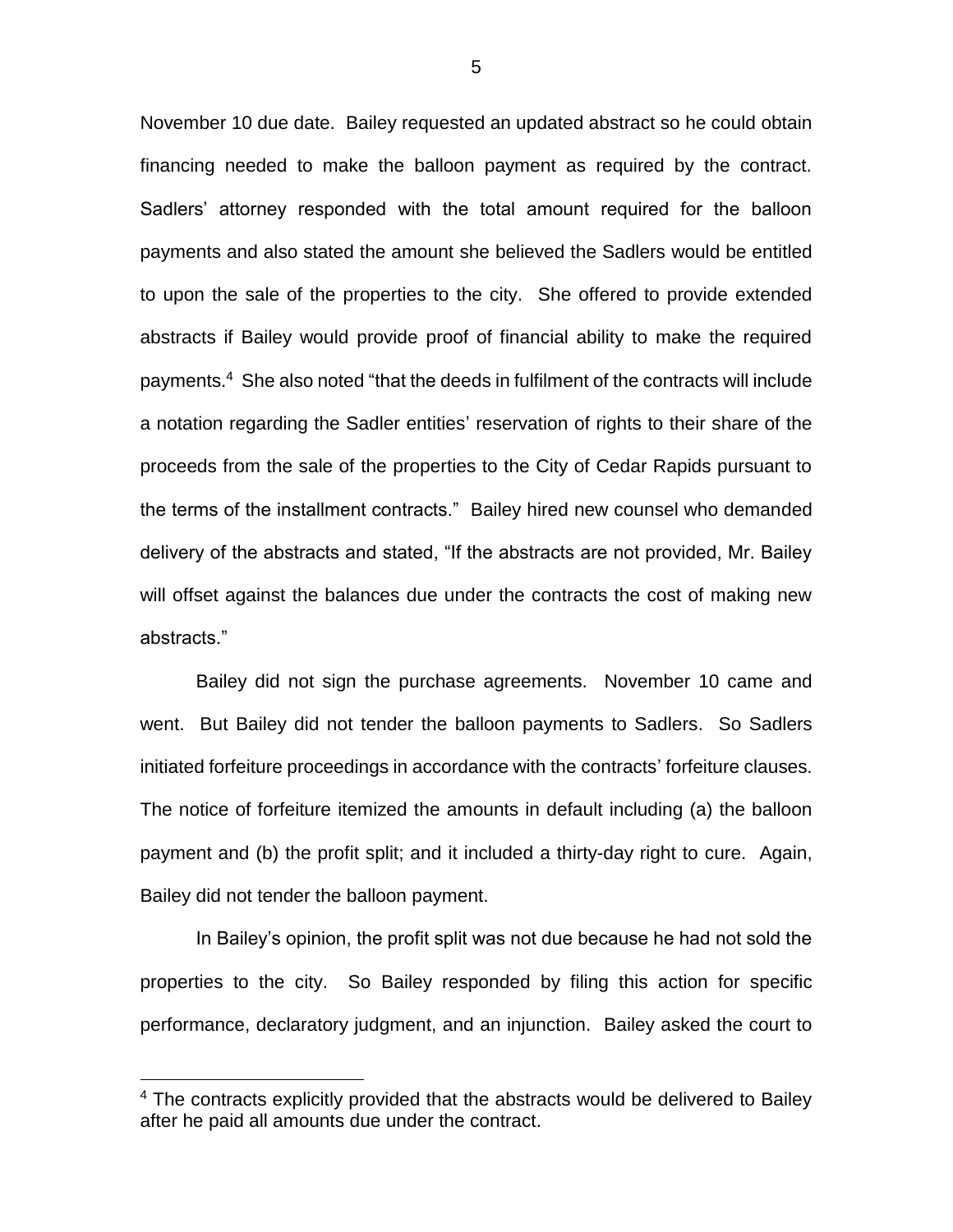November 10 due date. Bailey requested an updated abstract so he could obtain financing needed to make the balloon payment as required by the contract. Sadlers' attorney responded with the total amount required for the balloon payments and also stated the amount she believed the Sadlers would be entitled to upon the sale of the properties to the city. She offered to provide extended abstracts if Bailey would provide proof of financial ability to make the required payments.[4] She also noted "that the deeds in fulfilment of the contracts will include a notation regarding the Sadler entities' reservation of rights to their share of the proceeds from the sale of the properties to the City of Cedar Rapids pursuant to the terms of the installment contracts." Bailey hired new counsel who demanded delivery of the abstracts and stated, "If the abstracts are not provided, Mr. Bailey will offset against the balances due under the contracts the cost of making new abstracts."

Bailey did not sign the purchase agreements. November 10 came and went. But Bailey did not tender the balloon payments to Sadlers. So Sadlers initiated forfeiture proceedings in accordance with the contracts' forfeiture clauses. The notice of forfeiture itemized the amounts in default including (a) the balloon payment and (b) the profit split; and it included a thirty-day right to cure. Again, Bailey did not tender the balloon payment.

In Bailey's opinion, the profit split was not due because he had not sold the properties to the city. So Bailey responded by filing this action for specific performance, declaratory judgment, and an injunction. Bailey asked the court to

[4] The contracts explicitly provided that the abstracts would be delivered to Bailey after he paid all amounts due under the contract.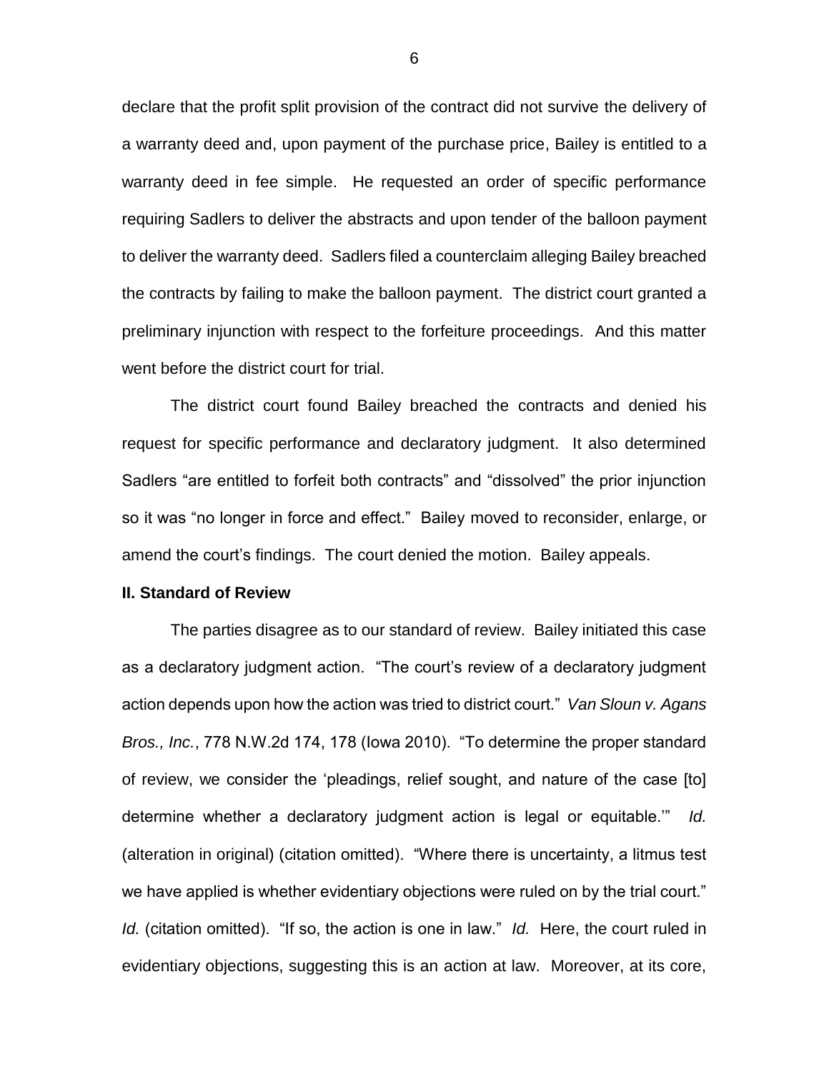declare that the profit split provision of the contract did not survive the delivery of a warranty deed and, upon payment of the purchase price, Bailey is entitled to a warranty deed in fee simple. He requested an order of specific performance requiring Sadlers to deliver the abstracts and upon tender of the balloon payment to deliver the warranty deed. Sadlers filed a counterclaim alleging Bailey breached the contracts by failing to make the balloon payment. The district court granted a preliminary injunction with respect to the forfeiture proceedings. And this matter went before the district court for trial.

The district court found Bailey breached the contracts and denied his request for specific performance and declaratory judgment. It also determined Sadlers "are entitled to forfeit both contracts" and "dissolved" the prior injunction so it was "no longer in force and effect." Bailey moved to reconsider, enlarge, or amend the court's findings. The court denied the motion. Bailey appeals.

**II. Standard of Review**

The parties disagree as to our standard of review. Bailey initiated this case as a declaratory judgment action. "The court's review of a declaratory judgment action depends upon how the action was tried to district court." *Van Sloun v. Agans Bros., Inc.*, 778 N.W.2d 174, 178 (Iowa 2010). "To determine the proper standard of review, we consider the 'pleadings, relief sought, and nature of the case [to] determine whether a declaratory judgment action is legal or equitable.'" *Id.* (alteration in original) (citation omitted). "Where there is uncertainty, a litmus test we have applied is whether evidentiary objections were ruled on by the trial court." *Id.* (citation omitted). "If so, the action is one in law." *Id.* Here, the court ruled in evidentiary objections, suggesting this is an action at law. Moreover, at its core,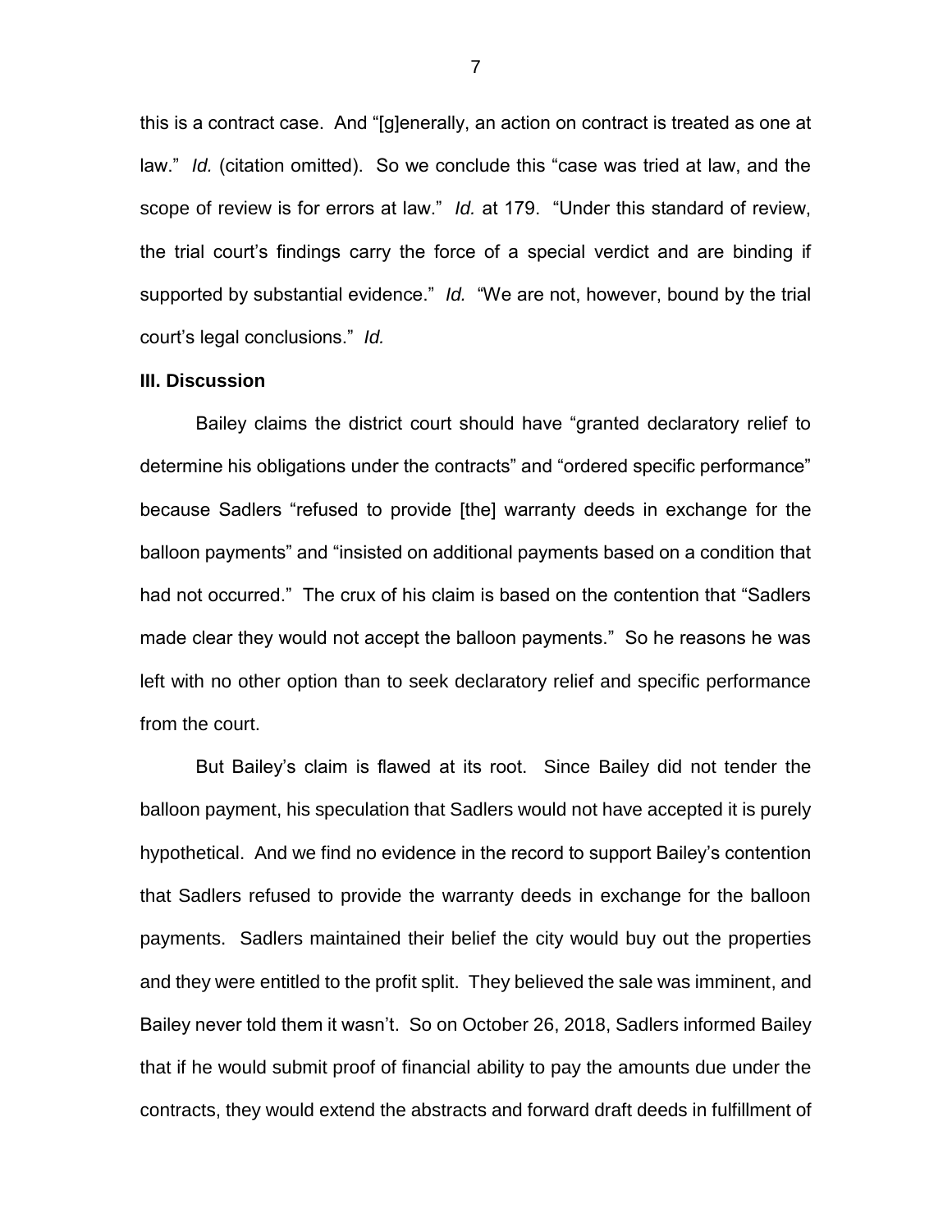this is a contract case. And "[g]enerally, an action on contract is treated as one at law." *Id.* (citation omitted). So we conclude this "case was tried at law, and the scope of review is for errors at law." *Id.* at 179. "Under this standard of review, the trial court's findings carry the force of a special verdict and are binding if supported by substantial evidence." *Id.* "We are not, however, bound by the trial court's legal conclusions." *Id.*

**III. Discussion**

Bailey claims the district court should have "granted declaratory relief to determine his obligations under the contracts" and "ordered specific performance" because Sadlers "refused to provide [the] warranty deeds in exchange for the balloon payments" and "insisted on additional payments based on a condition that had not occurred." The crux of his claim is based on the contention that "Sadlers made clear they would not accept the balloon payments." So he reasons he was left with no other option than to seek declaratory relief and specific performance from the court.

But Bailey's claim is flawed at its root. Since Bailey did not tender the balloon payment, his speculation that Sadlers would not have accepted it is purely hypothetical. And we find no evidence in the record to support Bailey's contention that Sadlers refused to provide the warranty deeds in exchange for the balloon payments. Sadlers maintained their belief the city would buy out the properties and they were entitled to the profit split. They believed the sale was imminent, and Bailey never told them it wasn't. So on October 26, 2018, Sadlers informed Bailey that if he would submit proof of financial ability to pay the amounts due under the contracts, they would extend the abstracts and forward draft deeds in fulfillment of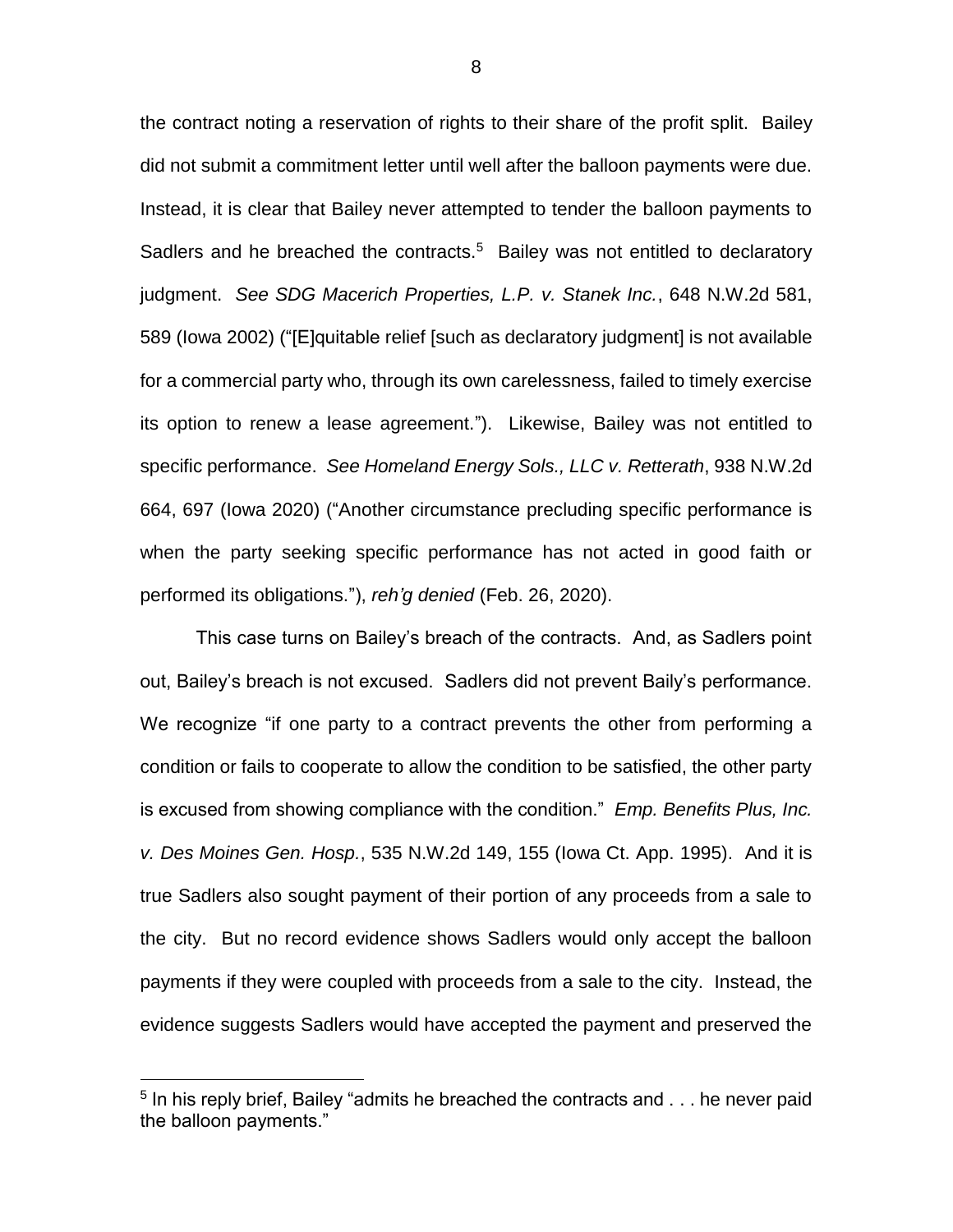the contract noting a reservation of rights to their share of the profit split. Bailey did not submit a commitment letter until well after the balloon payments were due. Instead, it is clear that Bailey never attempted to tender the balloon payments to Sadlers and he breached the contracts.[5] Bailey was not entitled to declaratory judgment. *See SDG Macerich Properties, L.P. v. Stanek Inc.*, 648 N.W.2d 581, 589 (Iowa 2002) ("[E]quitable relief [such as declaratory judgment] is not available for a commercial party who, through its own carelessness, failed to timely exercise its option to renew a lease agreement."). Likewise, Bailey was not entitled to specific performance. *See Homeland Energy Sols., LLC v. Retterath*, 938 N.W.2d 664, 697 (Iowa 2020) ("Another circumstance precluding specific performance is when the party seeking specific performance has not acted in good faith or performed its obligations."), *reh'g denied* (Feb. 26, 2020).

This case turns on Bailey's breach of the contracts. And, as Sadlers point out, Bailey's breach is not excused. Sadlers did not prevent Baily's performance. We recognize "if one party to a contract prevents the other from performing a condition or fails to cooperate to allow the condition to be satisfied, the other party is excused from showing compliance with the condition." *Emp. Benefits Plus, Inc. v. Des Moines Gen. Hosp.*, 535 N.W.2d 149, 155 (Iowa Ct. App. 1995). And it is true Sadlers also sought payment of their portion of any proceeds from a sale to the city. But no record evidence shows Sadlers would only accept the balloon payments if they were coupled with proceeds from a sale to the city. Instead, the evidence suggests Sadlers would have accepted the payment and preserved the

[5] In his reply brief, Bailey "admits he breached the contracts and . . . he never paid the balloon payments."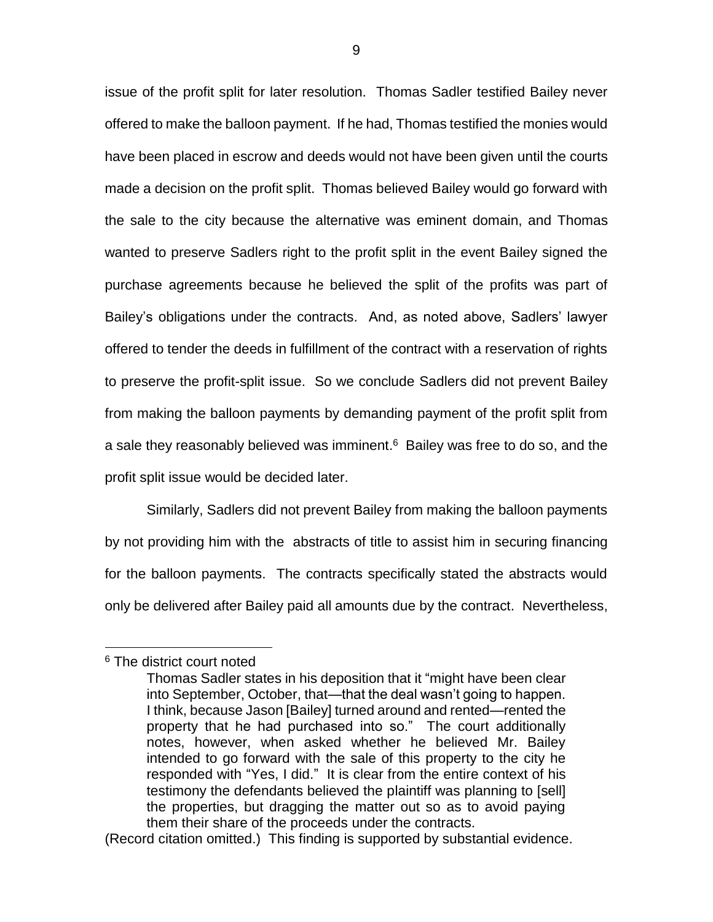issue of the profit split for later resolution. Thomas Sadler testified Bailey never offered to make the balloon payment. If he had, Thomas testified the monies would have been placed in escrow and deeds would not have been given until the courts made a decision on the profit split. Thomas believed Bailey would go forward with the sale to the city because the alternative was eminent domain, and Thomas wanted to preserve Sadlers right to the profit split in the event Bailey signed the purchase agreements because he believed the split of the profits was part of Bailey's obligations under the contracts. And, as noted above, Sadlers' lawyer offered to tender the deeds in fulfillment of the contract with a reservation of rights to preserve the profit-split issue. So we conclude Sadlers did not prevent Bailey from making the balloon payments by demanding payment of the profit split from a sale they reasonably believed was imminent.[6] Bailey was free to do so, and the profit split issue would be decided later.

Similarly, Sadlers did not prevent Bailey from making the balloon payments by not providing him with the abstracts of title to assist him in securing financing for the balloon payments. The contracts specifically stated the abstracts would only be delivered after Bailey paid all amounts due by the contract. Nevertheless,

---

[6] The district court noted

> Thomas Sadler states in his deposition that it "might have been clear into September, October, that—that the deal wasn't going to happen. I think, because Jason [Bailey] turned around and rented—rented the property that he had purchased into so." The court additionally notes, however, when asked whether he believed Mr. Bailey intended to go forward with the sale of this property to the city he responded with "Yes, I did." It is clear from the entire context of his testimony the defendants believed the plaintiff was planning to [sell] the properties, but dragging the matter out so as to avoid paying them their share of the proceeds under the contracts.

(Record citation omitted.) This finding is supported by substantial evidence.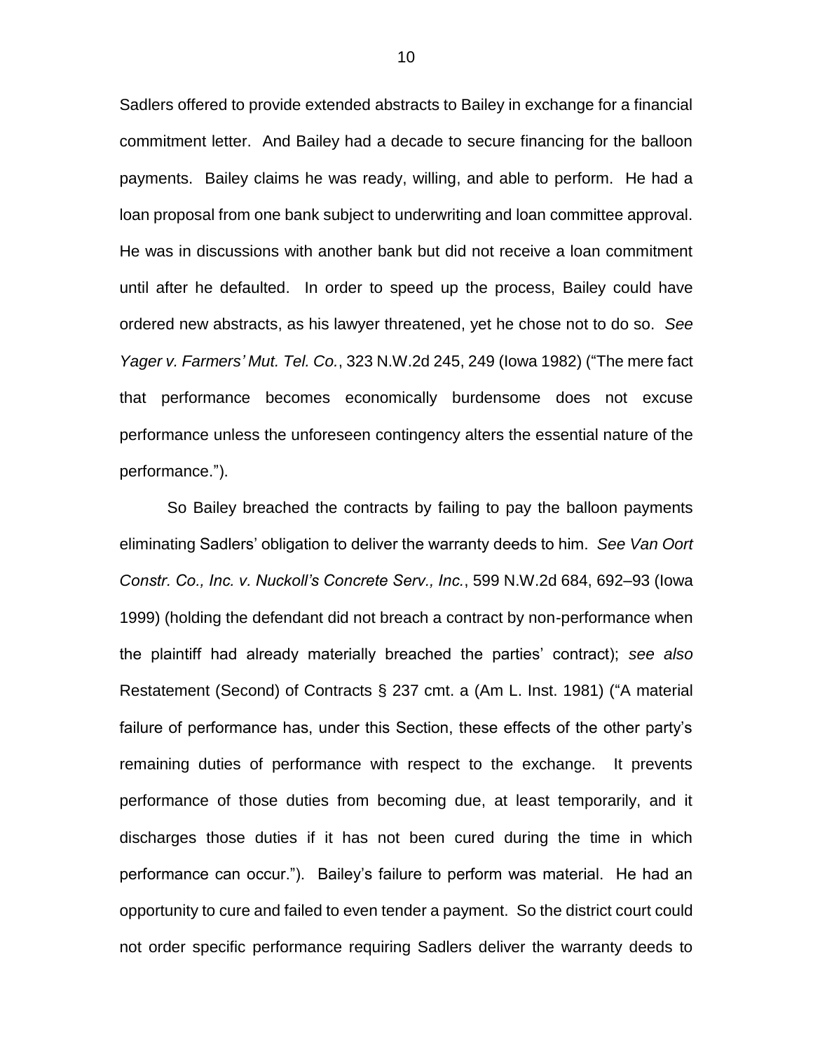Sadlers offered to provide extended abstracts to Bailey in exchange for a financial commitment letter. And Bailey had a decade to secure financing for the balloon payments. Bailey claims he was ready, willing, and able to perform. He had a loan proposal from one bank subject to underwriting and loan committee approval. He was in discussions with another bank but did not receive a loan commitment until after he defaulted. In order to speed up the process, Bailey could have ordered new abstracts, as his lawyer threatened, yet he chose not to do so. *See Yager v. Farmers' Mut. Tel. Co.*, 323 N.W.2d 245, 249 (Iowa 1982) ("The mere fact that performance becomes economically burdensome does not excuse performance unless the unforeseen contingency alters the essential nature of the performance.").

So Bailey breached the contracts by failing to pay the balloon payments eliminating Sadlers' obligation to deliver the warranty deeds to him. *See Van Oort Constr. Co., Inc. v. Nuckoll's Concrete Serv., Inc.*, 599 N.W.2d 684, 692–93 (Iowa 1999) (holding the defendant did not breach a contract by non-performance when the plaintiff had already materially breached the parties' contract); *see also* Restatement (Second) of Contracts § 237 cmt. a (Am L. Inst. 1981) ("A material failure of performance has, under this Section, these effects of the other party's remaining duties of performance with respect to the exchange. It prevents performance of those duties from becoming due, at least temporarily, and it discharges those duties if it has not been cured during the time in which performance can occur."). Bailey's failure to perform was material. He had an opportunity to cure and failed to even tender a payment. So the district court could not order specific performance requiring Sadlers deliver the warranty deeds to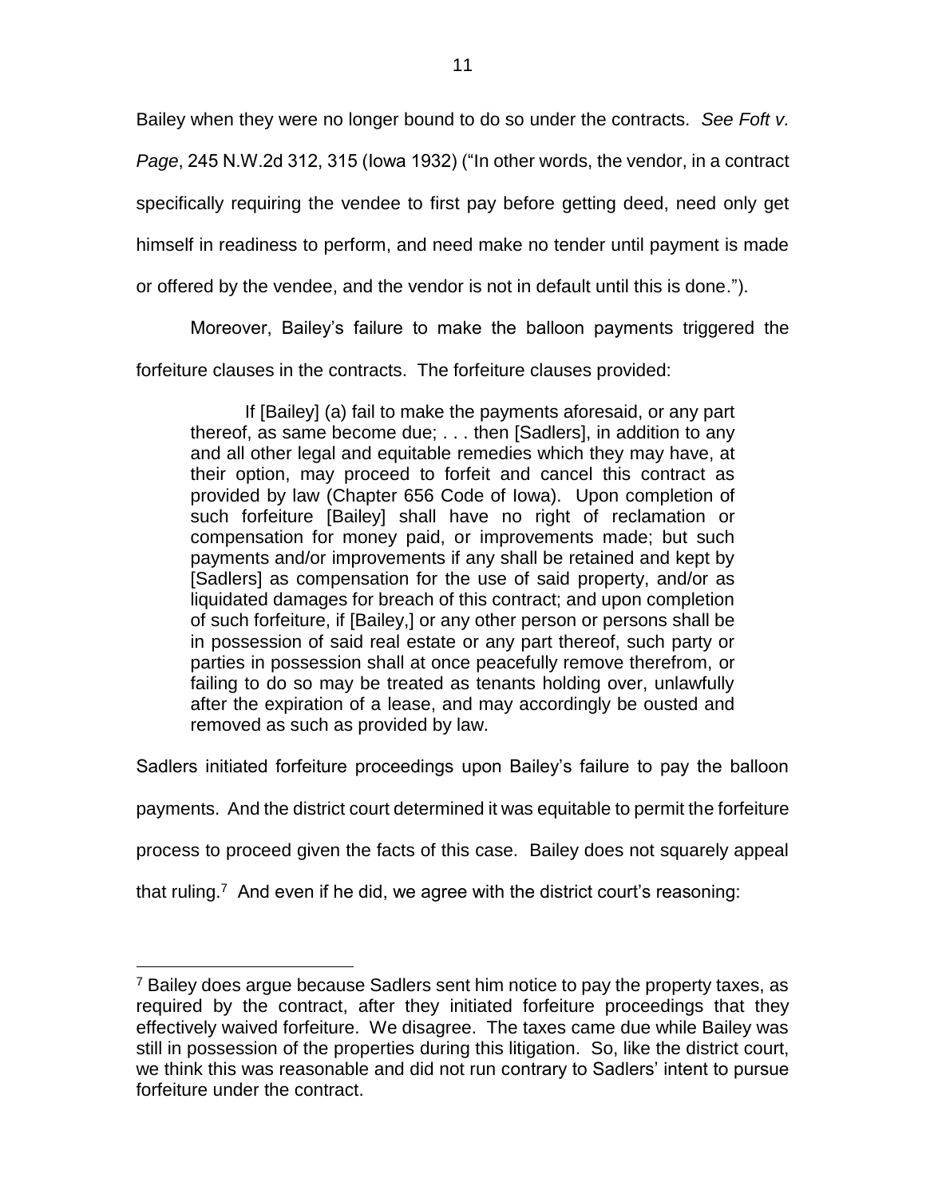Bailey when they were no longer bound to do so under the contracts. *See Foft v. Page*, 245 N.W.2d 312, 315 (Iowa 1932) ("In other words, the vendor, in a contract specifically requiring the vendee to first pay before getting deed, need only get himself in readiness to perform, and need make no tender until payment is made or offered by the vendee, and the vendor is not in default until this is done.").

Moreover, Bailey's failure to make the balloon payments triggered the forfeiture clauses in the contracts. The forfeiture clauses provided:

> If [Bailey] (a) fail to make the payments aforesaid, or any part thereof, as same become due; . . . then [Sadlers], in addition to any and all other legal and equitable remedies which they may have, at their option, may proceed to forfeit and cancel this contract as provided by law (Chapter 656 Code of Iowa). Upon completion of such forfeiture [Bailey] shall have no right of reclamation or compensation for money paid, or improvements made; but such payments and/or improvements if any shall be retained and kept by [Sadlers] as compensation for the use of said property, and/or as liquidated damages for breach of this contract; and upon completion of such forfeiture, if [Bailey,] or any other person or persons shall be in possession of said real estate or any part thereof, such party or parties in possession shall at once peacefully remove therefrom, or failing to do so may be treated as tenants holding over, unlawfully after the expiration of a lease, and may accordingly be ousted and removed as such as provided by law.

Sadlers initiated forfeiture proceedings upon Bailey's failure to pay the balloon payments. And the district court determined it was equitable to permit the forfeiture process to proceed given the facts of this case. Bailey does not squarely appeal that ruling.[7] And even if he did, we agree with the district court's reasoning:

[7] Bailey does argue because Sadlers sent him notice to pay the property taxes, as required by the contract, after they initiated forfeiture proceedings that they effectively waived forfeiture. We disagree. The taxes came due while Bailey was still in possession of the properties during this litigation. So, like the district court, we think this was reasonable and did not run contrary to Sadlers' intent to pursue forfeiture under the contract.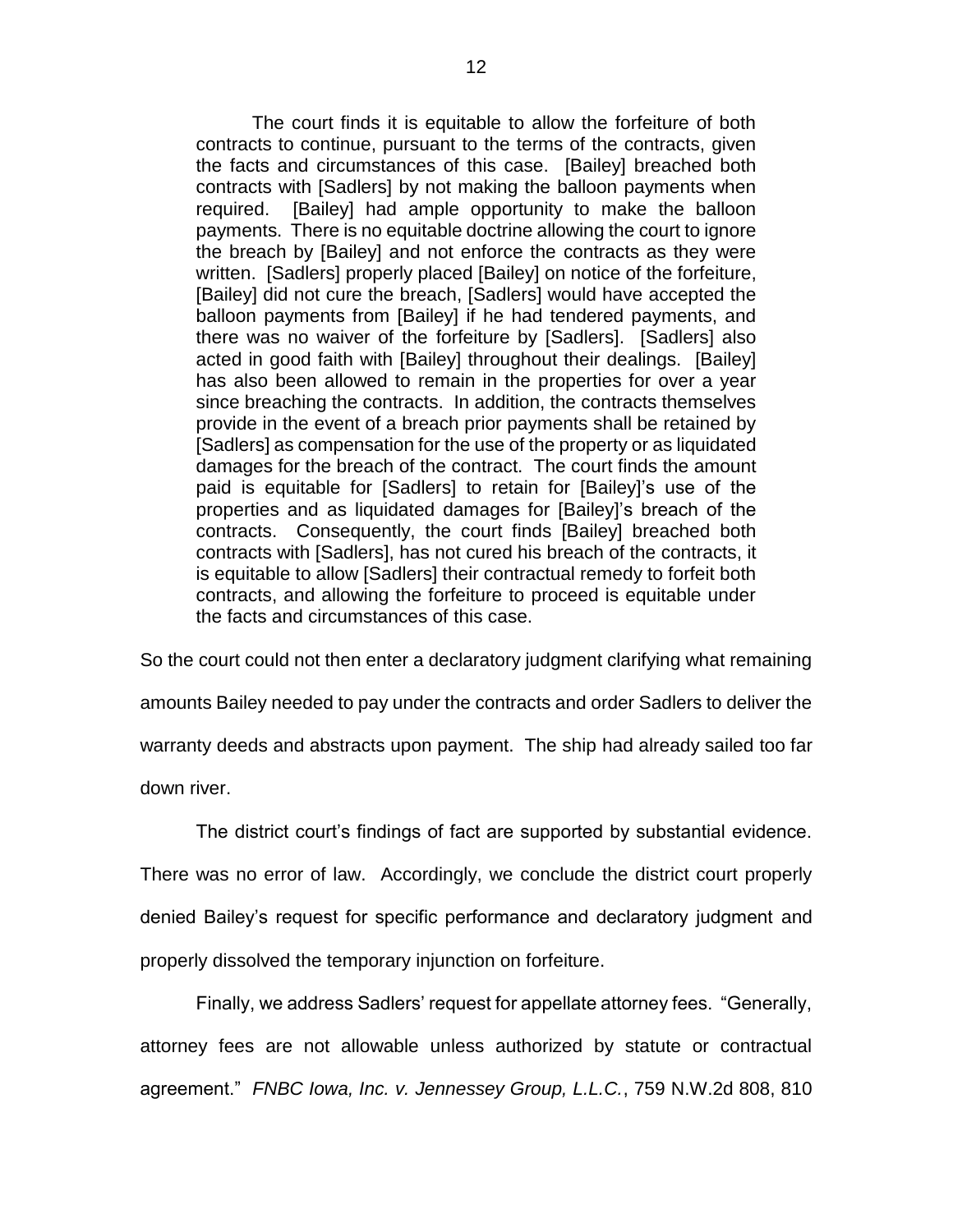> The court finds it is equitable to allow the forfeiture of both contracts to continue, pursuant to the terms of the contracts, given the facts and circumstances of this case. [Bailey] breached both contracts with [Sadlers] by not making the balloon payments when required. [Bailey] had ample opportunity to make the balloon payments. There is no equitable doctrine allowing the court to ignore the breach by [Bailey] and not enforce the contracts as they were written. [Sadlers] properly placed [Bailey] on notice of the forfeiture, [Bailey] did not cure the breach, [Sadlers] would have accepted the balloon payments from [Bailey] if he had tendered payments, and there was no waiver of the forfeiture by [Sadlers]. [Sadlers] also acted in good faith with [Bailey] throughout their dealings. [Bailey] has also been allowed to remain in the properties for over a year since breaching the contracts. In addition, the contracts themselves provide in the event of a breach prior payments shall be retained by [Sadlers] as compensation for the use of the property or as liquidated damages for the breach of the contract. The court finds the amount paid is equitable for [Sadlers] to retain for [Bailey]'s use of the properties and as liquidated damages for [Bailey]'s breach of the contracts. Consequently, the court finds [Bailey] breached both contracts with [Sadlers], has not cured his breach of the contracts, it is equitable to allow [Sadlers] their contractual remedy to forfeit both contracts, and allowing the forfeiture to proceed is equitable under the facts and circumstances of this case.

So the court could not then enter a declaratory judgment clarifying what remaining amounts Bailey needed to pay under the contracts and order Sadlers to deliver the warranty deeds and abstracts upon payment. The ship had already sailed too far down river.

The district court's findings of fact are supported by substantial evidence. There was no error of law. Accordingly, we conclude the district court properly denied Bailey's request for specific performance and declaratory judgment and properly dissolved the temporary injunction on forfeiture.

Finally, we address Sadlers' request for appellate attorney fees. "Generally, attorney fees are not allowable unless authorized by statute or contractual agreement." *FNBC Iowa, Inc. v. Jennessey Group, L.L.C.*, 759 N.W.2d 808, 810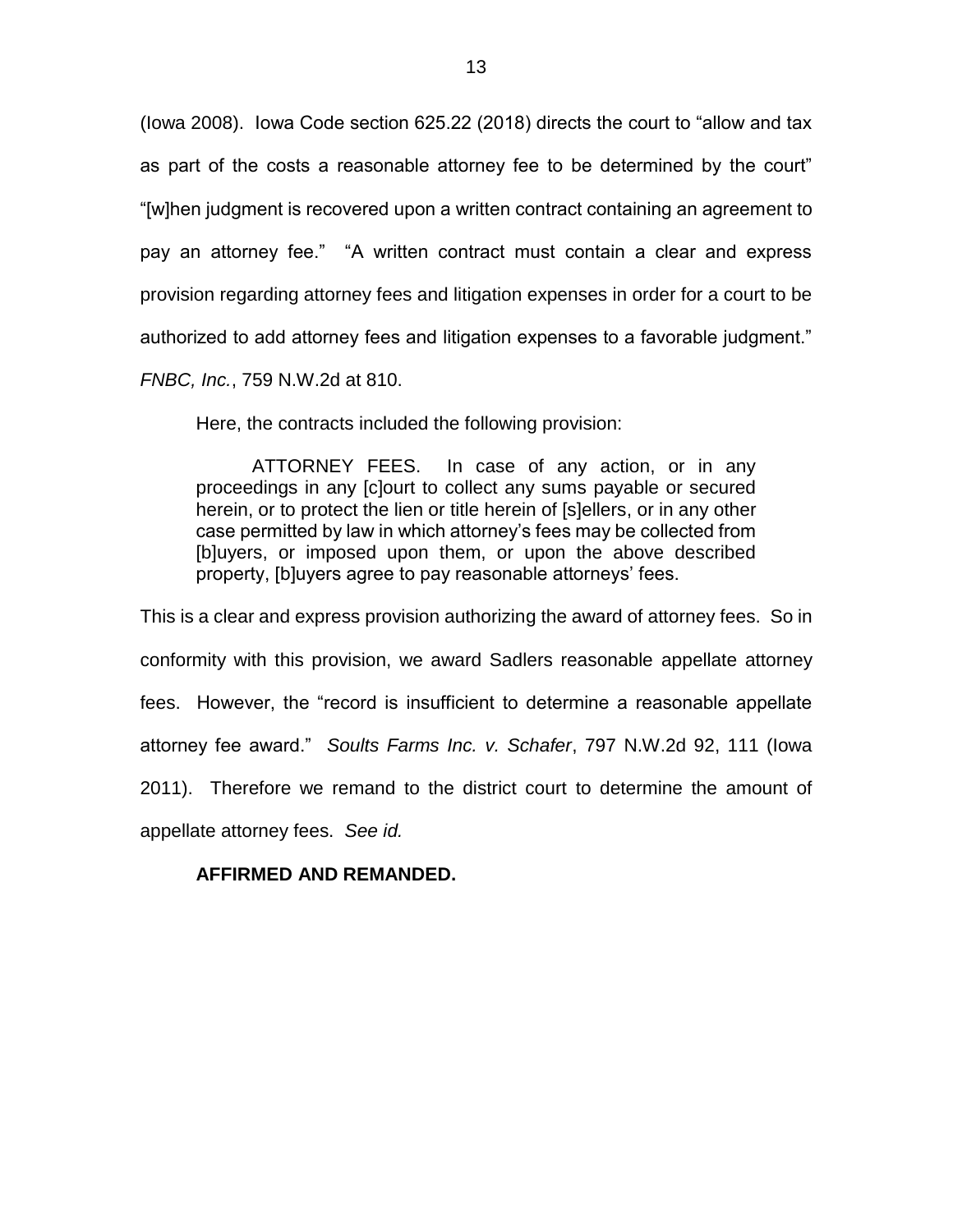(Iowa 2008). Iowa Code section 625.22 (2018) directs the court to "allow and tax as part of the costs a reasonable attorney fee to be determined by the court" "[w]hen judgment is recovered upon a written contract containing an agreement to pay an attorney fee." "A written contract must contain a clear and express provision regarding attorney fees and litigation expenses in order for a court to be authorized to add attorney fees and litigation expenses to a favorable judgment." *FNBC, Inc.*, 759 N.W.2d at 810.

Here, the contracts included the following provision:

> ATTORNEY FEES. In case of any action, or in any proceedings in any [c]ourt to collect any sums payable or secured herein, or to protect the lien or title herein of [s]ellers, or in any other case permitted by law in which attorney's fees may be collected from [b]uyers, or imposed upon them, or upon the above described property, [b]uyers agree to pay reasonable attorneys' fees.

This is a clear and express provision authorizing the award of attorney fees. So in conformity with this provision, we award Sadlers reasonable appellate attorney fees. However, the "record is insufficient to determine a reasonable appellate attorney fee award." *Soults Farms Inc. v. Schafer*, 797 N.W.2d 92, 111 (Iowa 2011). Therefore we remand to the district court to determine the amount of appellate attorney fees. *See id.*

**AFFIRMED AND REMANDED.**